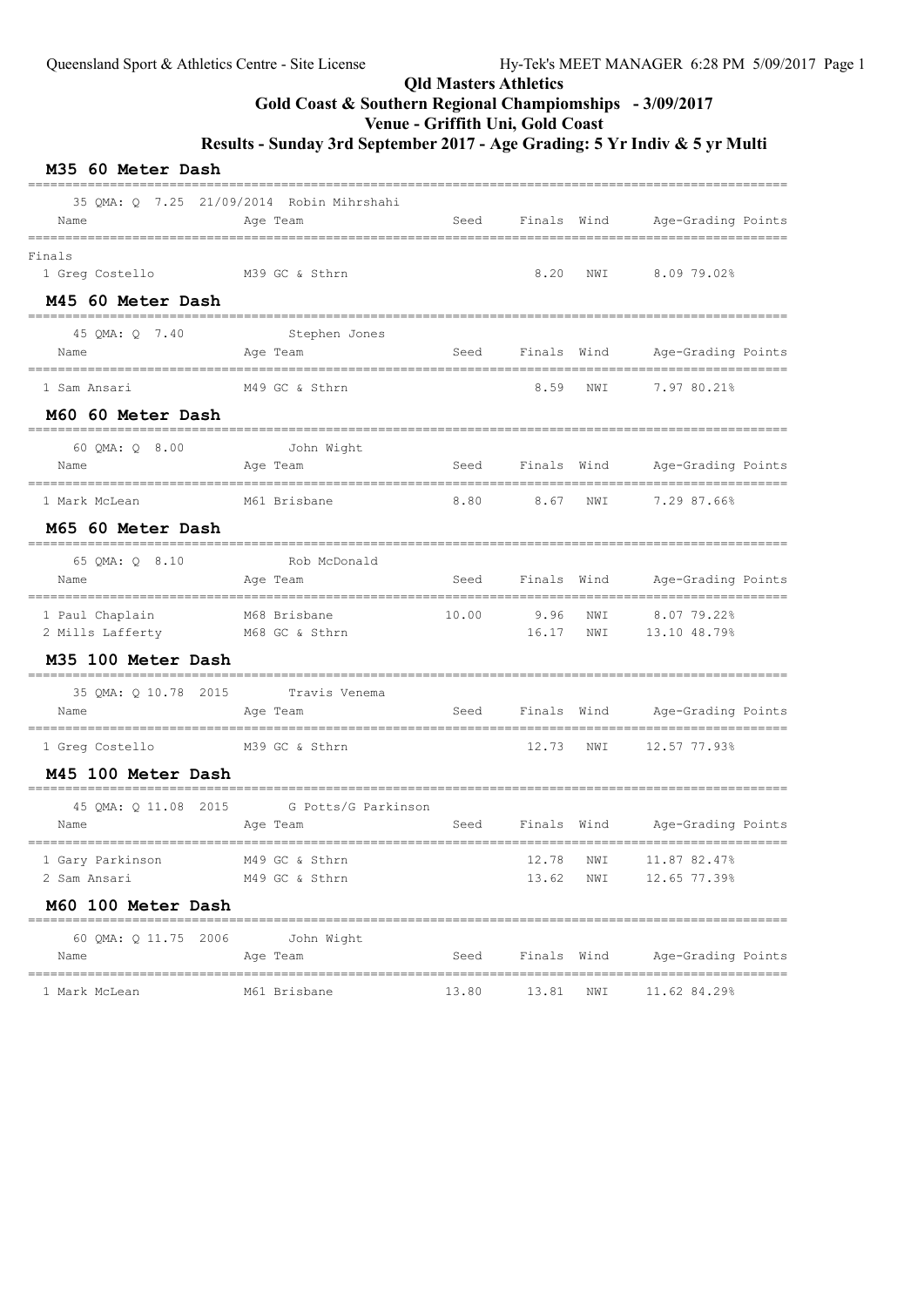Queensland Sport & Athletics Centre - Site License

Hy-Tek's MEET MANAGER 6:28 PM 5/09/2017 Page 1

# Qld Masters Athletics

## Gold Coast & Southern Regional Champiomships - 3/09/2017

## Venue - Griffith Uni, Gold Coast

## Results - Sunday 3rd September 2017 - Age Grading: 5 Yr Indiv & 5 yr Multi

### M35 60 Meter Dash

35 QMA: Q 7.25 21/09/2014 Robin Mihrshahi

| Name | Age | Team | Seed | Finals | Wind | Age-Grading Points |
|---|---|---|---|---|---|---|
| **Finals** | | | | | | |
| 1 Greg Costello | M39 | GC & Sthrn | | 8.20 | NWI | 8.09 79.02% |

### M45 60 Meter Dash

45 QMA: Q 7.40 Stephen Jones

| Name | Age | Team | Seed | Finals | Wind | Age-Grading Points |
|---|---|---|---|---|---|---|
| 1 Sam Ansari | M49 | GC & Sthrn | | 8.59 | NWI | 7.97 80.21% |

### M60 60 Meter Dash

60 QMA: Q 8.00 John Wight

| Name | Age | Team | Seed | Finals | Wind | Age-Grading Points |
|---|---|---|---|---|---|---|
| 1 Mark McLean | M61 | Brisbane | 8.80 | 8.67 | NWI | 7.29 87.66% |

### M65 60 Meter Dash

65 QMA: Q 8.10 Rob McDonald

| Name | Age | Team | Seed | Finals | Wind | Age-Grading Points |
|---|---|---|---|---|---|---|
| 1 Paul Chaplain | M68 | Brisbane | 10.00 | 9.96 | NWI | 8.07 79.22% |
| 2 Mills Lafferty | M68 | GC & Sthrn | | 16.17 | NWI | 13.10 48.79% |

### M35 100 Meter Dash

35 QMA: Q 10.78 2015 Travis Venema

| Name | Age | Team | Seed | Finals | Wind | Age-Grading Points |
|---|---|---|---|---|---|---|
| 1 Greg Costello | M39 | GC & Sthrn | | 12.73 | NWI | 12.57 77.93% |

### M45 100 Meter Dash

45 QMA: Q 11.08 2015 G Potts/G Parkinson

| Name | Age | Team | Seed | Finals | Wind | Age-Grading Points |
|---|---|---|---|---|---|---|
| 1 Gary Parkinson | M49 | GC & Sthrn | | 12.78 | NWI | 11.87 82.47% |
| 2 Sam Ansari | M49 | GC & Sthrn | | 13.62 | NWI | 12.65 77.39% |

### M60 100 Meter Dash

60 QMA: Q 11.75 2006 John Wight

| Name | Age | Team | Seed | Finals | Wind | Age-Grading Points |
|---|---|---|---|---|---|---|
| 1 Mark McLean | M61 | Brisbane | 13.80 | 13.81 | NWI | 11.62 84.29% |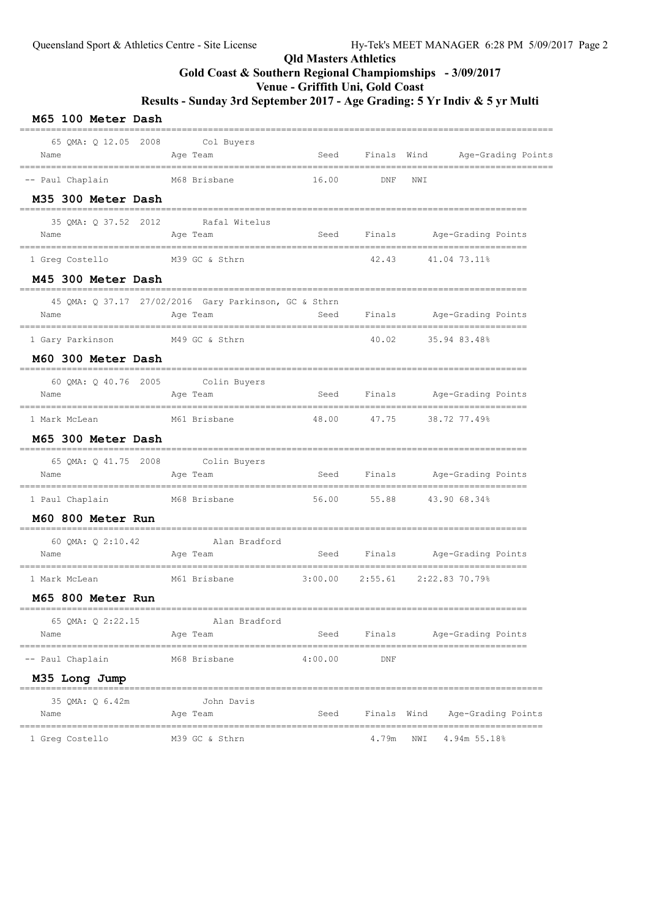# Qld Masters Athletics

## Gold Coast & Southern Regional Champiomships - 3/09/2017

## Venue - Griffith Uni, Gold Coast

## Results - Sunday 3rd September 2017 - Age Grading: 5 Yr Indiv & 5 yr Multi

### M65 100 Meter Dash

65 QMA: Q 12.05 2008 Col Buyers

| Name | Age | Team | Seed | Finals | Wind | Age-Grading | Points |
|---|---|---|---|---|---|---|---|
| -- Paul Chaplain | M68 | Brisbane | 16.00 | DNF | NWI | | |

### M35 300 Meter Dash

35 QMA: Q 37.52 2012 Rafal Witelus

| Name | Age | Team | Seed | Finals | Age-Grading | Points |
|---|---|---|---|---|---|---|
| 1 Greg Costello | M39 | GC & Sthrn | | 42.43 | 41.04 | 73.11% |

### M45 300 Meter Dash

45 QMA: Q 37.17 27/02/2016 Gary Parkinson, GC & Sthrn

| Name | Age | Team | Seed | Finals | Age-Grading | Points |
|---|---|---|---|---|---|---|
| 1 Gary Parkinson | M49 | GC & Sthrn | | 40.02 | 35.94 | 83.48% |

### M60 300 Meter Dash

60 QMA: Q 40.76 2005 Colin Buyers

| Name | Age | Team | Seed | Finals | Age-Grading | Points |
|---|---|---|---|---|---|---|
| 1 Mark McLean | M61 | Brisbane | 48.00 | 47.75 | 38.72 | 77.49% |

### M65 300 Meter Dash

65 QMA: Q 41.75 2008 Colin Buyers

| Name | Age | Team | Seed | Finals | Age-Grading | Points |
|---|---|---|---|---|---|---|
| 1 Paul Chaplain | M68 | Brisbane | 56.00 | 55.88 | 43.90 | 68.34% |

### M60 800 Meter Run

60 QMA: Q 2:10.42 Alan Bradford

| Name | Age | Team | Seed | Finals | Age-Grading | Points |
|---|---|---|---|---|---|---|
| 1 Mark McLean | M61 | Brisbane | 3:00.00 | 2:55.61 | 2:22.83 | 70.79% |

### M65 800 Meter Run

65 QMA: Q 2:22.15 Alan Bradford

| Name | Age | Team | Seed | Finals | Age-Grading | Points |
|---|---|---|---|---|---|---|
| -- Paul Chaplain | M68 | Brisbane | 4:00.00 | DNF | | |

### M35 Long Jump

35 QMA: Q 6.42m John Davis

| Name | Age | Team | Seed | Finals | Wind | Age-Grading | Points |
|---|---|---|---|---|---|---|---|
| 1 Greg Costello | M39 | GC & Sthrn | | 4.79m | NWI | 4.94m | 55.18% |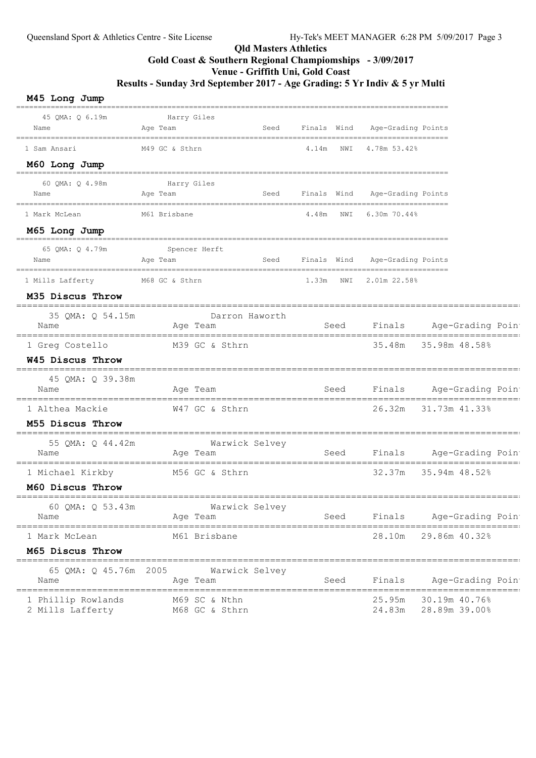**Qld Masters Athletics**

**Gold Coast & Southern Regional Champiomships - 3/09/2017**

**Venue - Griffith Uni, Gold Coast**

**Results - Sunday 3rd September 2017 - Age Grading: 5 Yr Indiv & 5 yr Multi**

### M45 Long Jump

45 QMA: Q 6.19m — Harry Giles

| Name | Age | Team | Seed | Finals | Wind | Age-Grading | Points |
|---|---|---|---|---|---|---|---|
| 1 Sam Ansari | M49 | GC & Sthrn | | 4.14m | NWI | 4.78m 53.42% | |

### M60 Long Jump

60 QMA: Q 4.98m — Harry Giles

| Name | Age | Team | Seed | Finals | Wind | Age-Grading | Points |
|---|---|---|---|---|---|---|---|
| 1 Mark McLean | M61 | Brisbane | | 4.48m | NWI | 6.30m 70.44% | |

### M65 Long Jump

65 QMA: Q 4.79m — Spencer Herft

| Name | Age | Team | Seed | Finals | Wind | Age-Grading | Points |
|---|---|---|---|---|---|---|---|
| 1 Mills Lafferty | M68 | GC & Sthrn | | 1.33m | NWI | 2.01m 22.58% | |

### M35 Discus Throw

35 QMA: Q 54.15m — Darron Haworth

| Name | Age | Team | Seed | Finals | Age-Grading | Points |
|---|---|---|---|---|---|---|
| 1 Greg Costello | M39 | GC & Sthrn | | 35.48m | 35.98m 48.58% | |

### W45 Discus Throw

45 QMA: Q 39.38m

| Name | Age | Team | Seed | Finals | Age-Grading | Points |
|---|---|---|---|---|---|---|
| 1 Althea Mackie | W47 | GC & Sthrn | | 26.32m | 31.73m 41.33% | |

### M55 Discus Throw

55 QMA: Q 44.42m — Warwick Selvey

| Name | Age | Team | Seed | Finals | Age-Grading | Points |
|---|---|---|---|---|---|---|
| 1 Michael Kirkby | M56 | GC & Sthrn | | 32.37m | 35.94m 48.52% | |

### M60 Discus Throw

60 QMA: Q 53.43m — Warwick Selvey

| Name | Age | Team | Seed | Finals | Age-Grading | Points |
|---|---|---|---|---|---|---|
| 1 Mark McLean | M61 | Brisbane | | 28.10m | 29.86m 40.32% | |

### M65 Discus Throw

65 QMA: Q 45.76m 2005 — Warwick Selvey

| Name | Age | Team | Seed | Finals | Age-Grading | Points |
|---|---|---|---|---|---|---|
| 1 Phillip Rowlands | M69 | SC & Nthn | | 25.95m | 30.19m 40.76% | |
| 2 Mills Lafferty | M68 | GC & Sthrn | | 24.83m | 28.89m 39.00% | |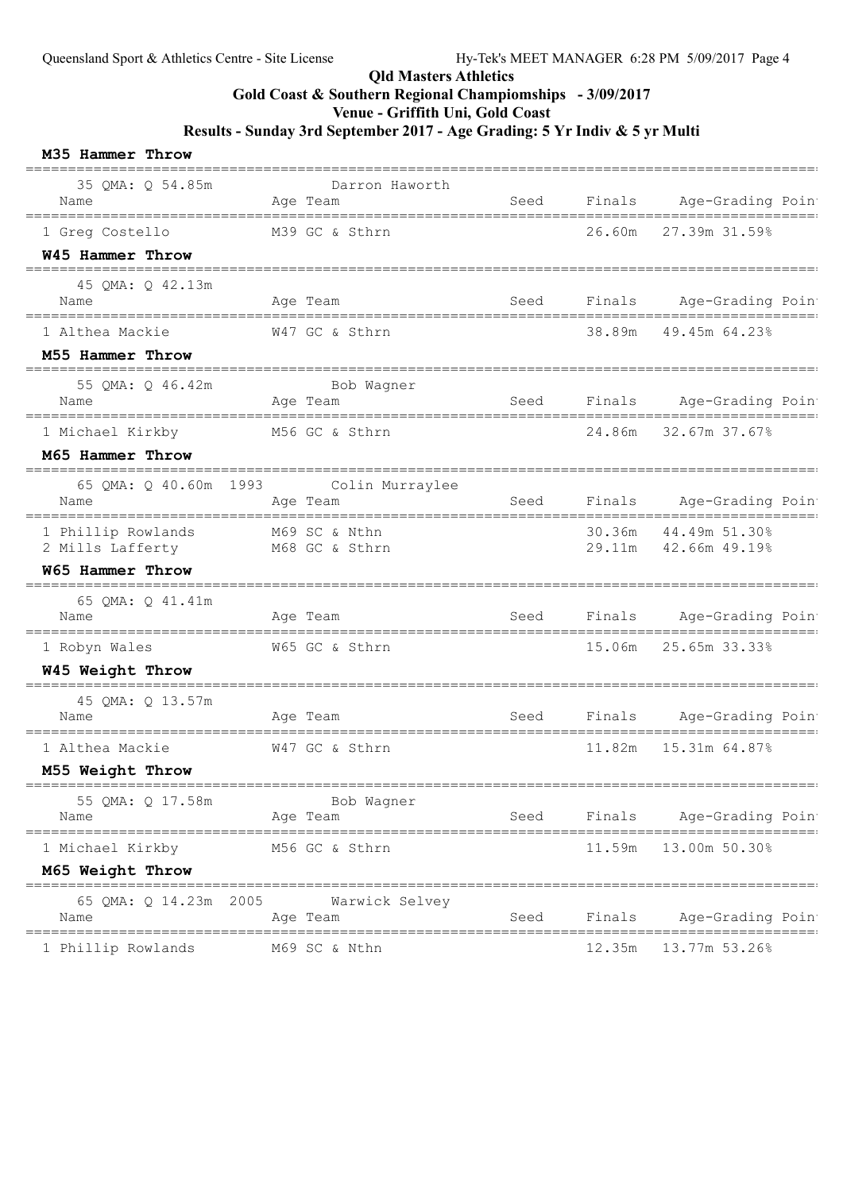**Qld Masters Athletics**

**Gold Coast & Southern Regional Champiomships - 3/09/2017**

**Venue - Griffith Uni, Gold Coast**

**Results - Sunday 3rd September 2017 - Age Grading: 5 Yr Indiv & 5 yr Multi**

### M35 Hammer Throw

35 QMA: Q 54.85m Darron Haworth

| Name | Age | Team | Seed | Finals | Age-Grading | Poin |
|---|---|---|---|---|---|---|
| 1 Greg Costello | M39 | GC & Sthrn | | 26.60m | 27.39m | 31.59% |

### W45 Hammer Throw

45 QMA: Q 42.13m

| Name | Age | Team | Seed | Finals | Age-Grading | Poin |
|---|---|---|---|---|---|---|
| 1 Althea Mackie | W47 | GC & Sthrn | | 38.89m | 49.45m | 64.23% |

### M55 Hammer Throw

55 QMA: Q 46.42m Bob Wagner

| Name | Age | Team | Seed | Finals | Age-Grading | Poin |
|---|---|---|---|---|---|---|
| 1 Michael Kirkby | M56 | GC & Sthrn | | 24.86m | 32.67m | 37.67% |

### M65 Hammer Throw

65 QMA: Q 40.60m 1993 Colin Murraylee

| Name | Age | Team | Seed | Finals | Age-Grading | Poin |
|---|---|---|---|---|---|---|
| 1 Phillip Rowlands | M69 | SC & Nthn | | 30.36m | 44.49m | 51.30% |
| 2 Mills Lafferty | M68 | GC & Sthrn | | 29.11m | 42.66m | 49.19% |

### W65 Hammer Throw

65 QMA: Q 41.41m

| Name | Age | Team | Seed | Finals | Age-Grading | Poin |
|---|---|---|---|---|---|---|
| 1 Robyn Wales | W65 | GC & Sthrn | | 15.06m | 25.65m | 33.33% |

### W45 Weight Throw

45 QMA: Q 13.57m

| Name | Age | Team | Seed | Finals | Age-Grading | Poin |
|---|---|---|---|---|---|---|
| 1 Althea Mackie | W47 | GC & Sthrn | | 11.82m | 15.31m | 64.87% |

### M55 Weight Throw

55 QMA: Q 17.58m Bob Wagner

| Name | Age | Team | Seed | Finals | Age-Grading | Poin |
|---|---|---|---|---|---|---|
| 1 Michael Kirkby | M56 | GC & Sthrn | | 11.59m | 13.00m | 50.30% |

### M65 Weight Throw

65 QMA: Q 14.23m 2005 Warwick Selvey

| Name | Age | Team | Seed | Finals | Age-Grading | Poin |
|---|---|---|---|---|---|---|
| 1 Phillip Rowlands | M69 | SC & Nthn | | 12.35m | 13.77m | 53.26% |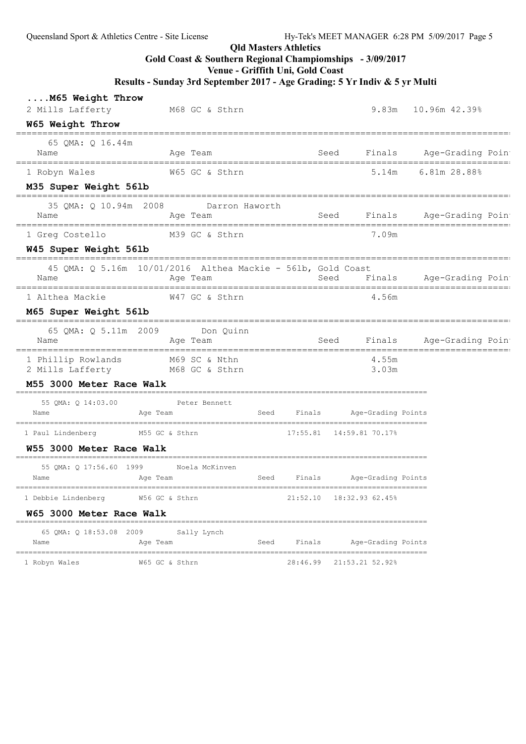**Qld Masters Athletics**

**Gold Coast & Southern Regional Champiomships - 3/09/2017**

**Venue - Griffith Uni, Gold Coast**

**Results - Sunday 3rd September 2017 - Age Grading: 5 Yr Indiv & 5 yr Multi**

### ....M65 Weight Throw

| | | | | | | |
|---|---|---|---|---|---|---|
| 2 | Mills Lafferty | M68 | GC & Sthrn | | 9.83m | 10.96m 42.39% |

### W65 Weight Throw

65 QMA: Q 16.44m

| | Name | Age | Team | Seed | Finals | Age-Grading Poin |
|---|---|---|---|---|---|---|
| 1 | Robyn Wales | W65 | GC & Sthrn | | 5.14m | 6.81m 28.88% |

### M35 Super Weight 56lb

35 QMA: Q 10.94m 2008 Darron Haworth

| | Name | Age | Team | Seed | Finals | Age-Grading Poin |
|---|---|---|---|---|---|---|
| 1 | Greg Costello | M39 | GC & Sthrn | | 7.09m | |

### W45 Super Weight 56lb

45 QMA: Q 5.16m 10/01/2016 Althea Mackie - 56lb, Gold Coast

| | Name | Age | Team | Seed | Finals | Age-Grading Poin |
|---|---|---|---|---|---|---|
| 1 | Althea Mackie | W47 | GC & Sthrn | | 4.56m | |

### M65 Super Weight 56lb

65 QMA: Q 5.11m 2009 Don Quinn

| | Name | Age | Team | Seed | Finals | Age-Grading Poin |
|---|---|---|---|---|---|---|
| 1 | Phillip Rowlands | M69 | SC & Nthn | | 4.55m | |
| 2 | Mills Lafferty | M68 | GC & Sthrn | | 3.03m | |

### M55 3000 Meter Race Walk

55 QMA: Q 14:03.00 Peter Bennett

| | Name | Age | Team | Seed | Finals | Age-Grading Points |
|---|---|---|---|---|---|---|
| 1 | Paul Lindenberg | M55 | GC & Sthrn | | 17:55.81 | 14:59.81 70.17% |

### W55 3000 Meter Race Walk

55 QMA: Q 17:56.60 1999 Noela McKinven

| | Name | Age | Team | Seed | Finals | Age-Grading Points |
|---|---|---|---|---|---|---|
| 1 | Debbie Lindenberg | W56 | GC & Sthrn | | 21:52.10 | 18:32.93 62.45% |

### W65 3000 Meter Race Walk

65 QMA: Q 18:53.08 2009 Sally Lynch

| | Name | Age | Team | Seed | Finals | Age-Grading Points |
|---|---|---|---|---|---|---|
| 1 | Robyn Wales | W65 | GC & Sthrn | | 28:46.99 | 21:53.21 52.92% |